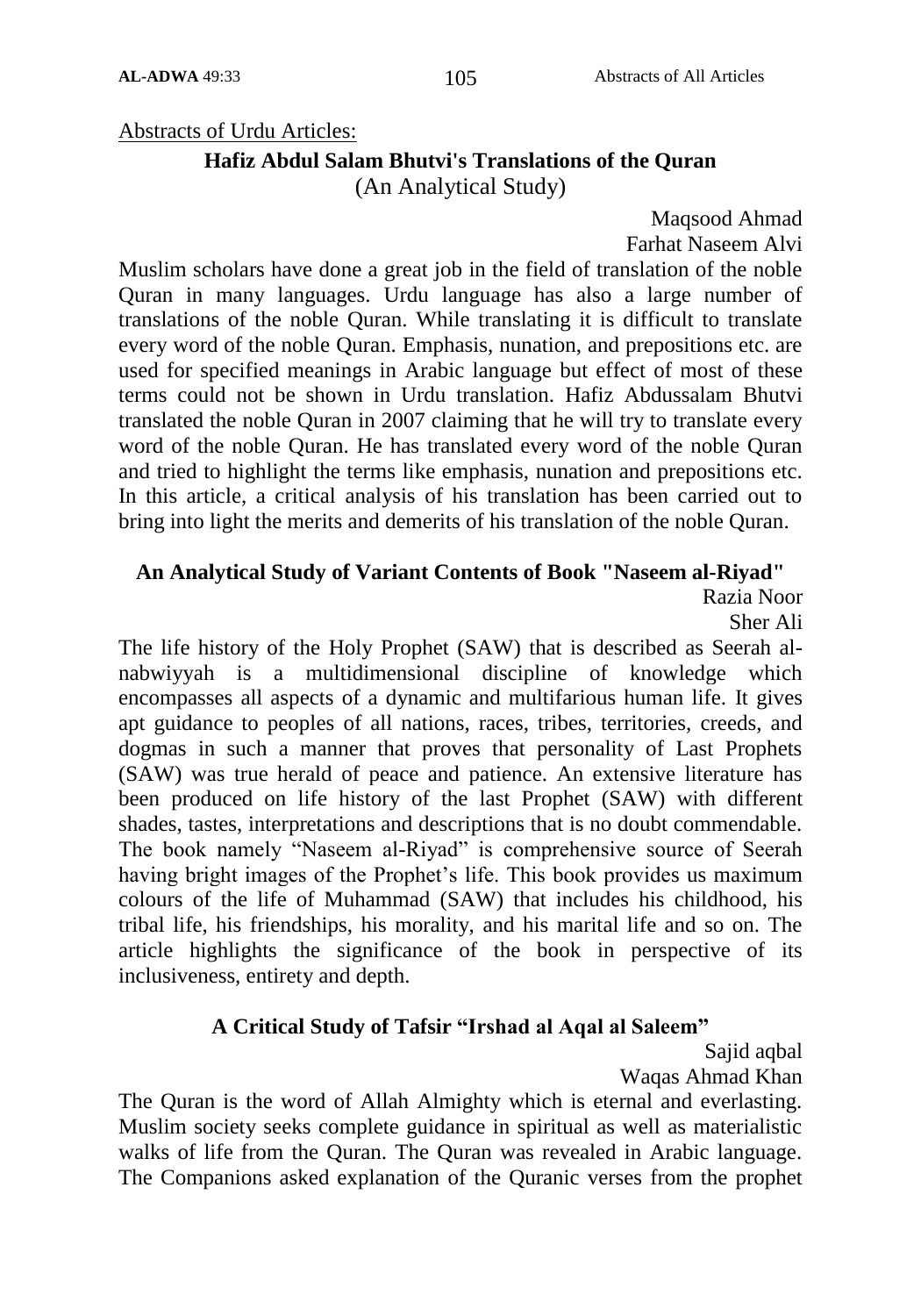Abstracts of Urdu Articles:

## Hafiz Abdul Salam Bhutvi's Translations of the Quran

(An Analytical Study)

Maqsood Ahmad
Farhat Naseem Alvi

Muslim scholars have done a great job in the field of translation of the noble Quran in many languages. Urdu language has also a large number of translations of the noble Quran. While translating it is difficult to translate every word of the noble Quran. Emphasis, nunation, and prepositions etc. are used for specified meanings in Arabic language but effect of most of these terms could not be shown in Urdu translation. Hafiz Abdussalam Bhutvi translated the noble Quran in 2007 claiming that he will try to translate every word of the noble Quran. He has translated every word of the noble Quran and tried to highlight the terms like emphasis, nunation and prepositions etc. In this article, a critical analysis of his translation has been carried out to bring into light the merits and demerits of his translation of the noble Quran.

## An Analytical Study of Variant Contents of Book "Naseem al-Riyad"

Razia Noor
Sher Ali

The life history of the Holy Prophet (SAW) that is described as Seerah al-nabwiyyah is a multidimensional discipline of knowledge which encompasses all aspects of a dynamic and multifarious human life. It gives apt guidance to peoples of all nations, races, tribes, territories, creeds, and dogmas in such a manner that proves that personality of Last Prophets (SAW) was true herald of peace and patience. An extensive literature has been produced on life history of the last Prophet (SAW) with different shades, tastes, interpretations and descriptions that is no doubt commendable. The book namely "Naseem al-Riyad" is comprehensive source of Seerah having bright images of the Prophet's life. This book provides us maximum colours of the life of Muhammad (SAW) that includes his childhood, his tribal life, his friendships, his morality, and his marital life and so on. The article highlights the significance of the book in perspective of its inclusiveness, entirety and depth.

## A Critical Study of Tafsir "Irshad al Aqal al Saleem"

Sajid aqbal
Waqas Ahmad Khan

The Quran is the word of Allah Almighty which is eternal and everlasting. Muslim society seeks complete guidance in spiritual as well as materialistic walks of life from the Quran. The Quran was revealed in Arabic language. The Companions asked explanation of the Quranic verses from the prophet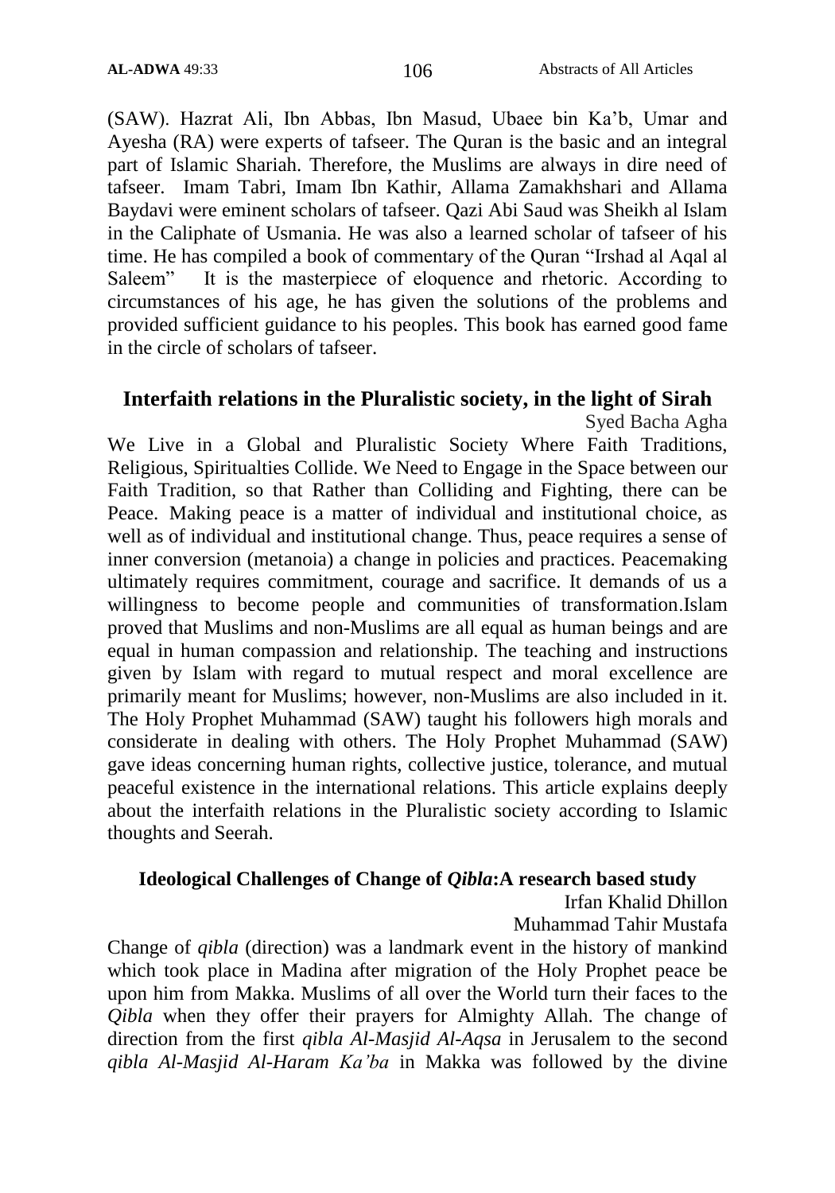(SAW). Hazrat Ali, Ibn Abbas, Ibn Masud, Ubaee bin Ka'b, Umar and Ayesha (RA) were experts of tafseer. The Quran is the basic and an integral part of Islamic Shariah. Therefore, the Muslims are always in dire need of tafseer. Imam Tabri, Imam Ibn Kathir, Allama Zamakhshari and Allama Baydavi were eminent scholars of tafseer. Qazi Abi Saud was Sheikh al Islam in the Caliphate of Usmania. He was also a learned scholar of tafseer of his time. He has compiled a book of commentary of the Quran "Irshad al Aqal al Saleem" It is the masterpiece of eloquence and rhetoric. According to circumstances of his age, he has given the solutions of the problems and provided sufficient guidance to his peoples. This book has earned good fame in the circle of scholars of tafseer.

## Interfaith relations in the Pluralistic society, in the light of Sirah

Syed Bacha Agha

We Live in a Global and Pluralistic Society Where Faith Traditions, Religious, Spiritualties Collide. We Need to Engage in the Space between our Faith Tradition, so that Rather than Colliding and Fighting, there can be Peace. Making peace is a matter of individual and institutional choice, as well as of individual and institutional change. Thus, peace requires a sense of inner conversion (metanoia) a change in policies and practices. Peacemaking ultimately requires commitment, courage and sacrifice. It demands of us a willingness to become people and communities of transformation.Islam proved that Muslims and non-Muslims are all equal as human beings and are equal in human compassion and relationship. The teaching and instructions given by Islam with regard to mutual respect and moral excellence are primarily meant for Muslims; however, non-Muslims are also included in it. The Holy Prophet Muhammad (SAW) taught his followers high morals and considerate in dealing with others. The Holy Prophet Muhammad (SAW) gave ideas concerning human rights, collective justice, tolerance, and mutual peaceful existence in the international relations. This article explains deeply about the interfaith relations in the Pluralistic society according to Islamic thoughts and Seerah.

## Ideological Challenges of Change of *Qibla*:A research based study

Irfan Khalid Dhillon
Muhammad Tahir Mustafa

Change of *qibla* (direction) was a landmark event in the history of mankind which took place in Madina after migration of the Holy Prophet peace be upon him from Makka. Muslims of all over the World turn their faces to the *Qibla* when they offer their prayers for Almighty Allah. The change of direction from the first *qibla Al-Masjid Al-Aqsa* in Jerusalem to the second *qibla Al-Masjid Al-Haram Ka'ba* in Makka was followed by the divine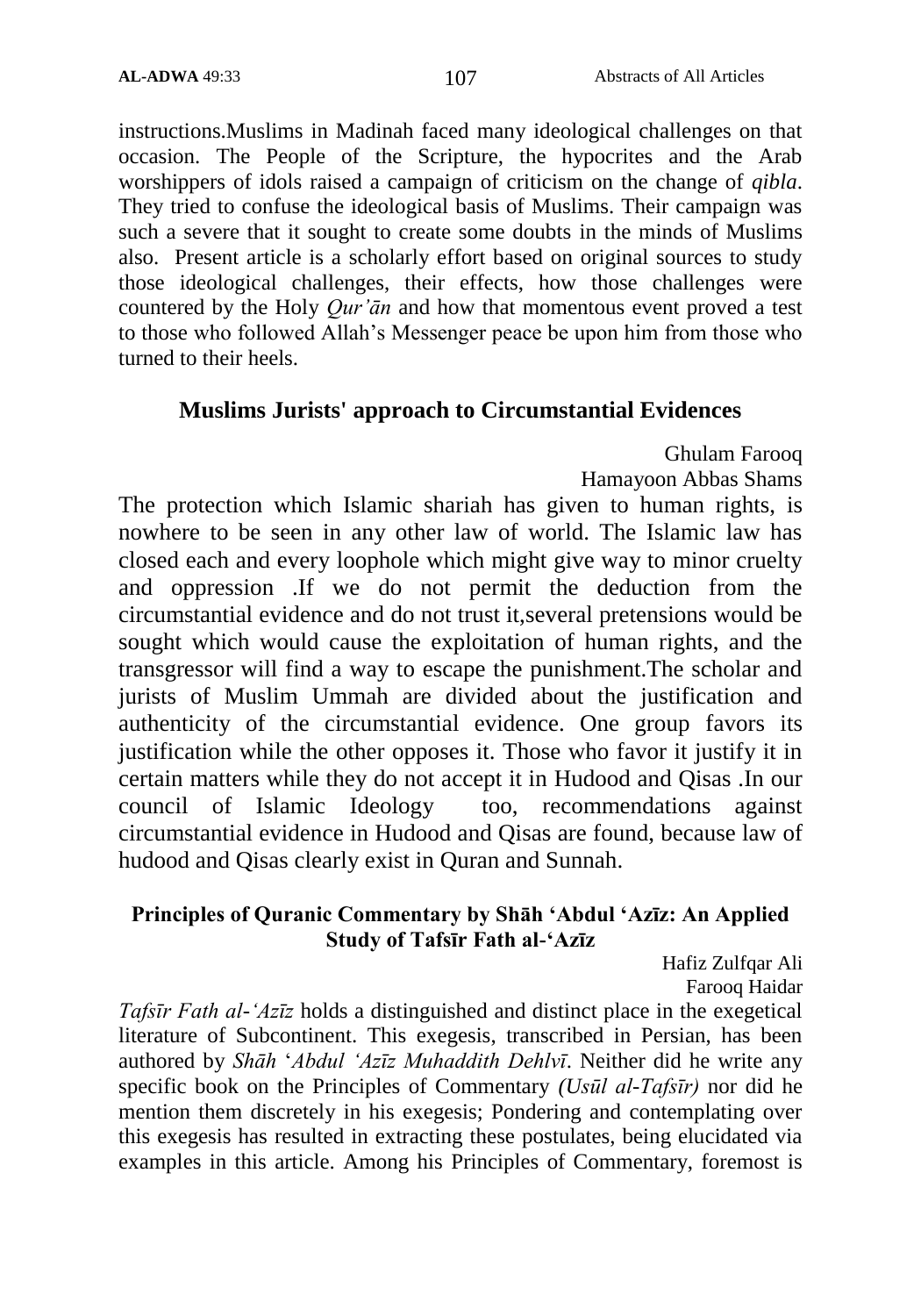instructions.Muslims in Madinah faced many ideological challenges on that occasion. The People of the Scripture, the hypocrites and the Arab worshippers of idols raised a campaign of criticism on the change of *qibla*. They tried to confuse the ideological basis of Muslims. Their campaign was such a severe that it sought to create some doubts in the minds of Muslims also. Present article is a scholarly effort based on original sources to study those ideological challenges, their effects, how those challenges were countered by the Holy *Qur'ān* and how that momentous event proved a test to those who followed Allah's Messenger peace be upon him from those who turned to their heels.

## Muslims Jurists' approach to Circumstantial Evidences

Ghulam Farooq
Hamayoon Abbas Shams

The protection which Islamic shariah has given to human rights, is nowhere to be seen in any other law of world. The Islamic law has closed each and every loophole which might give way to minor cruelty and oppression .If we do not permit the deduction from the circumstantial evidence and do not trust it,several pretensions would be sought which would cause the exploitation of human rights, and the transgressor will find a way to escape the punishment.The scholar and jurists of Muslim Ummah are divided about the justification and authenticity of the circumstantial evidence. One group favors its justification while the other opposes it. Those who favor it justify it in certain matters while they do not accept it in Hudood and Qisas .In our council of Islamic Ideology too, recommendations against circumstantial evidence in Hudood and Qisas are found, because law of hudood and Qisas clearly exist in Quran and Sunnah.

## Principles of Quranic Commentary by Shāh 'Abdul 'Azīz: An Applied Study of Tafsīr Fath al-'Azīz

Hafiz Zulfqar Ali
Farooq Haidar

*Tafsīr Fath al-'Azīz* holds a distinguished and distinct place in the exegetical literature of Subcontinent. This exegesis, transcribed in Persian, has been authored by *Shāh* '*Abdul 'Azīz Muhaddith Dehlvī*. Neither did he write any specific book on the Principles of Commentary *(Usūl al-Tafsīr)* nor did he mention them discretely in his exegesis; Pondering and contemplating over this exegesis has resulted in extracting these postulates, being elucidated via examples in this article. Among his Principles of Commentary, foremost is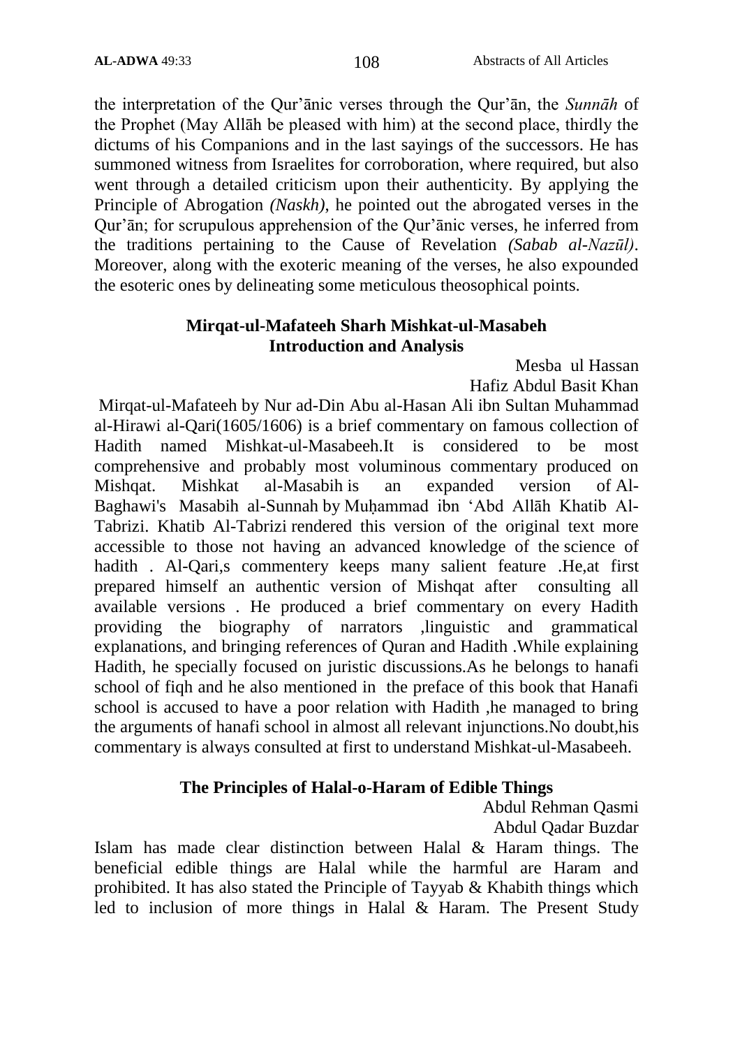the interpretation of the Qur'ānic verses through the Qur'ān, the *Sunnāh* of the Prophet (May Allāh be pleased with him) at the second place, thirdly the dictums of his Companions and in the last sayings of the successors. He has summoned witness from Israelites for corroboration, where required, but also went through a detailed criticism upon their authenticity. By applying the Principle of Abrogation *(Naskh)*, he pointed out the abrogated verses in the Qur'ān; for scrupulous apprehension of the Qur'ānic verses, he inferred from the traditions pertaining to the Cause of Revelation *(Sabab al-Nazūl)*. Moreover, along with the exoteric meaning of the verses, he also expounded the esoteric ones by delineating some meticulous theosophical points.

## Mirqat-ul-Mafateeh Sharh Mishkat-ul-Masabeh Introduction and Analysis

Mesba ul Hassan
Hafiz Abdul Basit Khan

Mirqat-ul-Mafateeh by Nur ad-Din Abu al-Hasan Ali ibn Sultan Muhammad al-Hirawi al-Qari(1605/1606) is a brief commentary on famous collection of Hadith named Mishkat-ul-Masabeeh.It is considered to be most comprehensive and probably most voluminous commentary produced on Mishqat. Mishkat al-Masabih is an expanded version of Al-Baghawi's Masabih al-Sunnah by Muḥammad ibn 'Abd Allāh Khatib Al-Tabrizi. Khatib Al-Tabrizi rendered this version of the original text more accessible to those not having an advanced knowledge of the science of hadith . Al-Qari,s commentery keeps many salient feature .He,at first prepared himself an authentic version of Mishqat after consulting all available versions . He produced a brief commentary on every Hadith providing the biography of narrators ,linguistic and grammatical explanations, and bringing references of Quran and Hadith .While explaining Hadith, he specially focused on juristic discussions.As he belongs to hanafi school of fiqh and he also mentioned in the preface of this book that Hanafi school is accused to have a poor relation with Hadith ,he managed to bring the arguments of hanafi school in almost all relevant injunctions.No doubt,his commentary is always consulted at first to understand Mishkat-ul-Masabeeh.

## The Principles of Halal-o-Haram of Edible Things

Abdul Rehman Qasmi
Abdul Qadar Buzdar

Islam has made clear distinction between Halal & Haram things. The beneficial edible things are Halal while the harmful are Haram and prohibited. It has also stated the Principle of Tayyab & Khabith things which led to inclusion of more things in Halal & Haram. The Present Study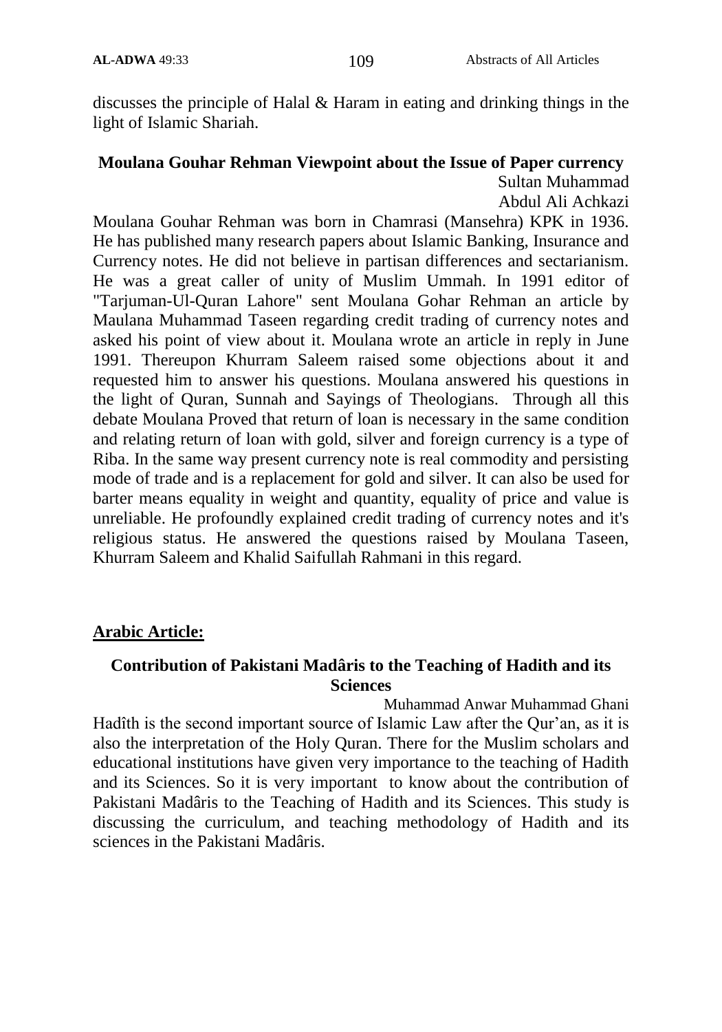discusses the principle of Halal & Haram in eating and drinking things in the light of Islamic Shariah.

### Moulana Gouhar Rehman Viewpoint about the Issue of Paper currency

Sultan Muhammad
Abdul Ali Achkazi

Moulana Gouhar Rehman was born in Chamrasi (Mansehra) KPK in 1936. He has published many research papers about Islamic Banking, Insurance and Currency notes. He did not believe in partisan differences and sectarianism. He was a great caller of unity of Muslim Ummah. In 1991 editor of "Tarjuman-Ul-Quran Lahore" sent Moulana Gohar Rehman an article by Maulana Muhammad Taseen regarding credit trading of currency notes and asked his point of view about it. Moulana wrote an article in reply in June 1991. Thereupon Khurram Saleem raised some objections about it and requested him to answer his questions. Moulana answered his questions in the light of Quran, Sunnah and Sayings of Theologians. Through all this debate Moulana Proved that return of loan is necessary in the same condition and relating return of loan with gold, silver and foreign currency is a type of Riba. In the same way present currency note is real commodity and persisting mode of trade and is a replacement for gold and silver. It can also be used for barter means equality in weight and quantity, equality of price and value is unreliable. He profoundly explained credit trading of currency notes and it's religious status. He answered the questions raised by Moulana Taseen, Khurram Saleem and Khalid Saifullah Rahmani in this regard.

## Arabic Article:

### Contribution of Pakistani Madâris to the Teaching of Hadith and its Sciences

Muhammad Anwar Muhammad Ghani

Hadîth is the second important source of Islamic Law after the Qur'an, as it is also the interpretation of the Holy Quran. There for the Muslim scholars and educational institutions have given very importance to the teaching of Hadith and its Sciences. So it is very important to know about the contribution of Pakistani Madâris to the Teaching of Hadith and its Sciences. This study is discussing the curriculum, and teaching methodology of Hadith and its sciences in the Pakistani Madâris.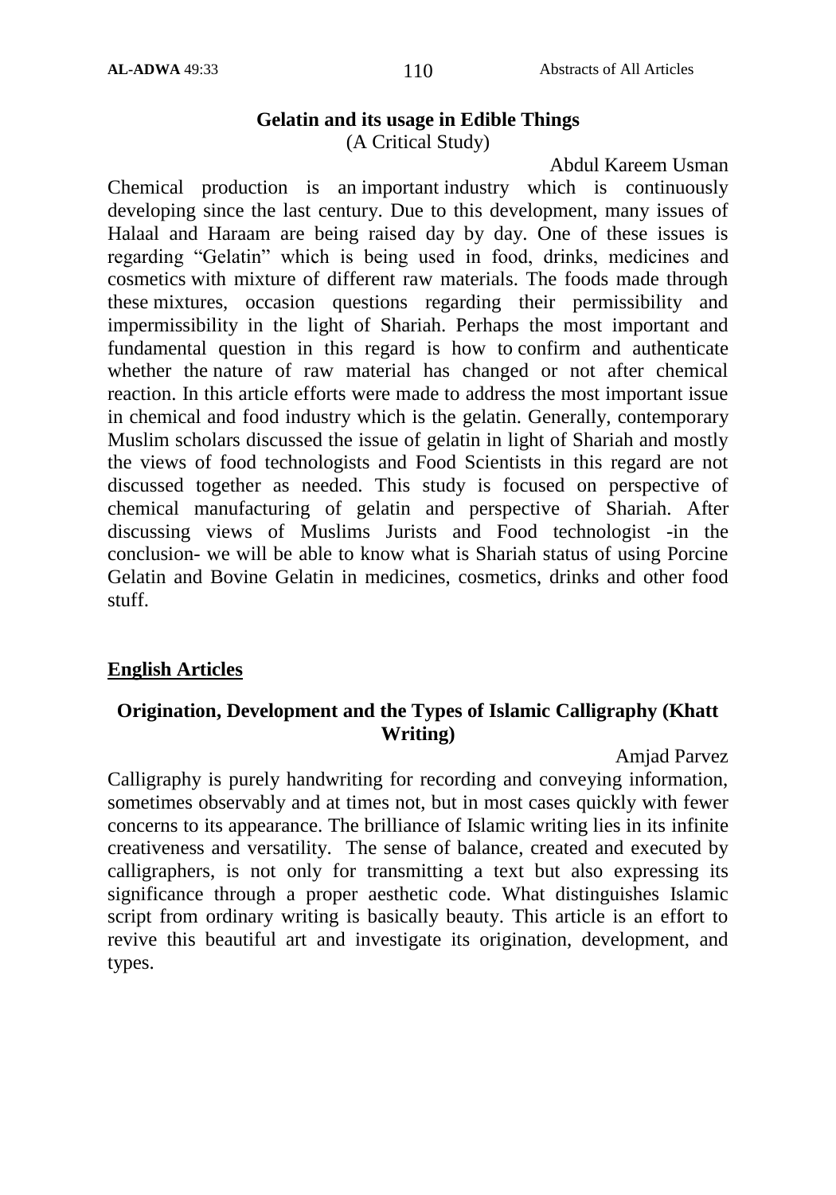### Gelatin and its usage in Edible Things

(A Critical Study)

Abdul Kareem Usman

Chemical production is an important industry which is continuously developing since the last century. Due to this development, many issues of Halaal and Haraam are being raised day by day. One of these issues is regarding "Gelatin" which is being used in food, drinks, medicines and cosmetics with mixture of different raw materials. The foods made through these mixtures, occasion questions regarding their permissibility and impermissibility in the light of Shariah. Perhaps the most important and fundamental question in this regard is how to confirm and authenticate whether the nature of raw material has changed or not after chemical reaction. In this article efforts were made to address the most important issue in chemical and food industry which is the gelatin. Generally, contemporary Muslim scholars discussed the issue of gelatin in light of Shariah and mostly the views of food technologists and Food Scientists in this regard are not discussed together as needed. This study is focused on perspective of chemical manufacturing of gelatin and perspective of Shariah. After discussing views of Muslims Jurists and Food technologist -in the conclusion- we will be able to know what is Shariah status of using Porcine Gelatin and Bovine Gelatin in medicines, cosmetics, drinks and other food stuff.

## English Articles

### Origination, Development and the Types of Islamic Calligraphy (Khatt Writing)

Amjad Parvez

Calligraphy is purely handwriting for recording and conveying information, sometimes observably and at times not, but in most cases quickly with fewer concerns to its appearance. The brilliance of Islamic writing lies in its infinite creativeness and versatility. The sense of balance, created and executed by calligraphers, is not only for transmitting a text but also expressing its significance through a proper aesthetic code. What distinguishes Islamic script from ordinary writing is basically beauty. This article is an effort to revive this beautiful art and investigate its origination, development, and types.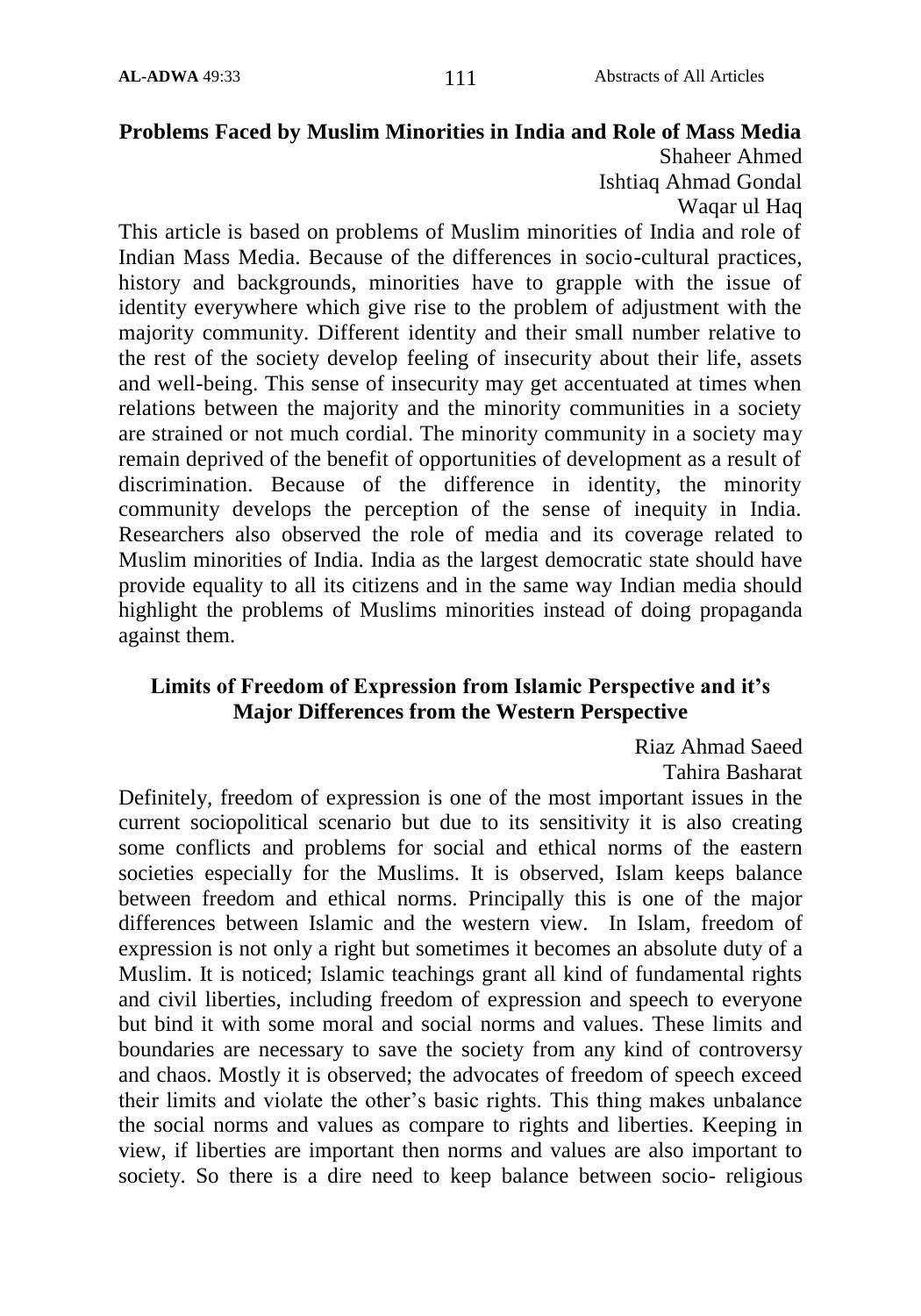## Problems Faced by Muslim Minorities in India and Role of Mass Media

Shaheer Ahmed
Ishtiaq Ahmad Gondal
Waqar ul Haq

This article is based on problems of Muslim minorities of India and role of Indian Mass Media. Because of the differences in socio-cultural practices, history and backgrounds, minorities have to grapple with the issue of identity everywhere which give rise to the problem of adjustment with the majority community. Different identity and their small number relative to the rest of the society develop feeling of insecurity about their life, assets and well-being. This sense of insecurity may get accentuated at times when relations between the majority and the minority communities in a society are strained or not much cordial. The minority community in a society may remain deprived of the benefit of opportunities of development as a result of discrimination. Because of the difference in identity, the minority community develops the perception of the sense of inequity in India. Researchers also observed the role of media and its coverage related to Muslim minorities of India. India as the largest democratic state should have provide equality to all its citizens and in the same way Indian media should highlight the problems of Muslims minorities instead of doing propaganda against them.

## Limits of Freedom of Expression from Islamic Perspective and it's Major Differences from the Western Perspective

Riaz Ahmad Saeed
Tahira Basharat

Definitely, freedom of expression is one of the most important issues in the current sociopolitical scenario but due to its sensitivity it is also creating some conflicts and problems for social and ethical norms of the eastern societies especially for the Muslims. It is observed, Islam keeps balance between freedom and ethical norms. Principally this is one of the major differences between Islamic and the western view. In Islam, freedom of expression is not only a right but sometimes it becomes an absolute duty of a Muslim. It is noticed; Islamic teachings grant all kind of fundamental rights and civil liberties, including freedom of expression and speech to everyone but bind it with some moral and social norms and values. These limits and boundaries are necessary to save the society from any kind of controversy and chaos. Mostly it is observed; the advocates of freedom of speech exceed their limits and violate the other's basic rights. This thing makes unbalance the social norms and values as compare to rights and liberties. Keeping in view, if liberties are important then norms and values are also important to society. So there is a dire need to keep balance between socio- religious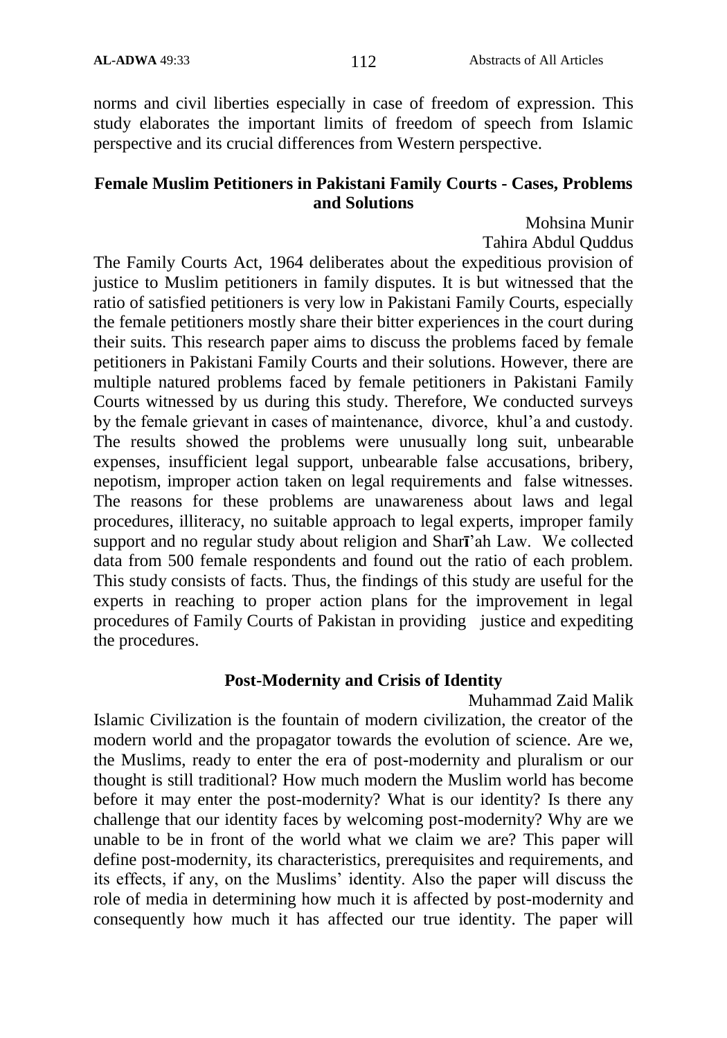norms and civil liberties especially in case of freedom of expression. This study elaborates the important limits of freedom of speech from Islamic perspective and its crucial differences from Western perspective.

## Female Muslim Petitioners in Pakistani Family Courts - Cases, Problems and Solutions

Mohsina Munir
Tahira Abdul Quddus

The Family Courts Act, 1964 deliberates about the expeditious provision of justice to Muslim petitioners in family disputes. It is but witnessed that the ratio of satisfied petitioners is very low in Pakistani Family Courts, especially the female petitioners mostly share their bitter experiences in the court during their suits. This research paper aims to discuss the problems faced by female petitioners in Pakistani Family Courts and their solutions. However, there are multiple natured problems faced by female petitioners in Pakistani Family Courts witnessed by us during this study. Therefore, We conducted surveys by the female grievant in cases of maintenance, divorce, khul'a and custody. The results showed the problems were unusually long suit, unbearable expenses, insufficient legal support, unbearable false accusations, bribery, nepotism, improper action taken on legal requirements and false witnesses. The reasons for these problems are unawareness about laws and legal procedures, illiteracy, no suitable approach to legal experts, improper family support and no regular study about religion and Sharī'ah Law. We collected data from 500 female respondents and found out the ratio of each problem. This study consists of facts. Thus, the findings of this study are useful for the experts in reaching to proper action plans for the improvement in legal procedures of Family Courts of Pakistan in providing justice and expediting the procedures.

## Post-Modernity and Crisis of Identity

Muhammad Zaid Malik

Islamic Civilization is the fountain of modern civilization, the creator of the modern world and the propagator towards the evolution of science. Are we, the Muslims, ready to enter the era of post-modernity and pluralism or our thought is still traditional? How much modern the Muslim world has become before it may enter the post-modernity? What is our identity? Is there any challenge that our identity faces by welcoming post-modernity? Why are we unable to be in front of the world what we claim we are? This paper will define post-modernity, its characteristics, prerequisites and requirements, and its effects, if any, on the Muslims' identity. Also the paper will discuss the role of media in determining how much it is affected by post-modernity and consequently how much it has affected our true identity. The paper will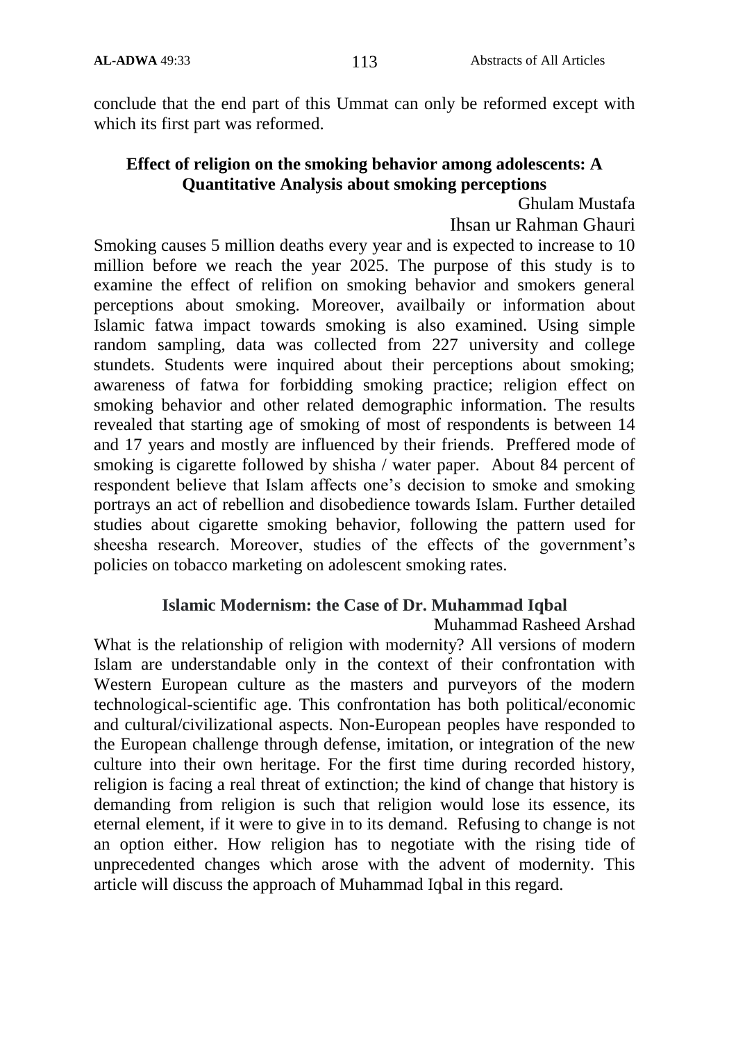conclude that the end part of this Ummat can only be reformed except with which its first part was reformed.

### Effect of religion on the smoking behavior among adolescents: A Quantitative Analysis about smoking perceptions

Ghulam Mustafa
Ihsan ur Rahman Ghauri

Smoking causes 5 million deaths every year and is expected to increase to 10 million before we reach the year 2025. The purpose of this study is to examine the effect of relifion on smoking behavior and smokers general perceptions about smoking. Moreover, availbaily or information about Islamic fatwa impact towards smoking is also examined. Using simple random sampling, data was collected from 227 university and college stundets. Students were inquired about their perceptions about smoking; awareness of fatwa for forbidding smoking practice; religion effect on smoking behavior and other related demographic information. The results revealed that starting age of smoking of most of respondents is between 14 and 17 years and mostly are influenced by their friends. Preffered mode of smoking is cigarette followed by shisha / water paper. About 84 percent of respondent believe that Islam affects one's decision to smoke and smoking portrays an act of rebellion and disobedience towards Islam. Further detailed studies about cigarette smoking behavior, following the pattern used for sheesha research. Moreover, studies of the effects of the government's policies on tobacco marketing on adolescent smoking rates.

### Islamic Modernism: the Case of Dr. Muhammad Iqbal

Muhammad Rasheed Arshad

What is the relationship of religion with modernity? All versions of modern Islam are understandable only in the context of their confrontation with Western European culture as the masters and purveyors of the modern technological-scientific age. This confrontation has both political/economic and cultural/civilizational aspects. Non-European peoples have responded to the European challenge through defense, imitation, or integration of the new culture into their own heritage. For the first time during recorded history, religion is facing a real threat of extinction; the kind of change that history is demanding from religion is such that religion would lose its essence, its eternal element, if it were to give in to its demand. Refusing to change is not an option either. How religion has to negotiate with the rising tide of unprecedented changes which arose with the advent of modernity. This article will discuss the approach of Muhammad Iqbal in this regard.